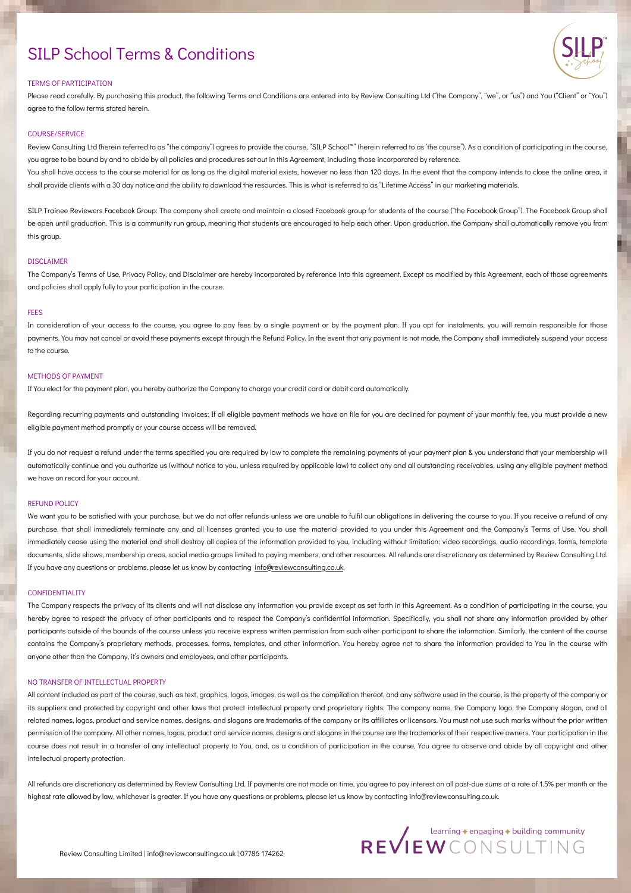# SILP School Terms & Conditions

## TERMS OF PARTICIPATION

Please read carefully. By purchasing this product, the following Terms and Conditions are entered into by Review Consulting Ltd ("the Company", "we", or "us") and You ("Client" or "You") agree to the follow terms stated herein.

## COURSE/SERVICE

Review Consulting Ltd (herein referred to as "the company") agrees to provide the course, "SILP School™" (herein referred to as 'the course"). As a condition of participating in the course, you agree to be bound by and to abide by all policies and procedures set out in this Agreement, including those incorporated by reference.

You shall have access to the course material for as long as the digital material exists, however no less than 120 days. In the event that the company intends to close the online area, it shall provide clients with a 30 day notice and the ability to download the resources. This is what is referred to as "Lifetime Access" in our marketing materials.

SILP Trainee Reviewers Facebook Group: The company shall create and maintain a closed Facebook group for students of the course ("the Facebook Group"). The Facebook Group shall be open until graduation. This is a community run group, meaning that students are encouraged to help each other. Upon graduation, the Company shall automatically remove you from this group.

## DISCLAIMER

The Company's Terms of Use, Privacy Policy, and Disclaimer are hereby incorporated by reference into this agreement. Except as modified by this Agreement, each of those agreements and policies shall apply fully to your participation in the course.

## FEES

In consideration of your access to the course, you agree to pay fees by a single payment or by the payment plan. If you opt for instalments, you will remain responsible for those payments. You may not cancel or avoid these payments except through the Refund Policy. In the event that any payment is not made, the Company shall immediately suspend your access to the course.

## METHODS OF PAYMENT

If You elect for the payment plan, you hereby authorize the Company to charge your credit card or debit card automatically.

Regarding recurring payments and outstanding invoices: If all eligible payment methods we have on file for you are declined for payment of your monthly fee, you must provide a new eligible payment method promptly or your course access will be removed.

If you do not request a refund under the terms specified you are required by law to complete the remaining payments of your payment plan & you understand that your membership will automatically continue and you authorize us (without notice to you, unless required by applicable law) to collect any and all outstanding receivables, using any eligible payment method we have on record for your account.

## REFUND POLICY

We want you to be satisfied with your purchase, but we do not offer refunds unless we are unable to fulfil our obligations in delivering the course to you. If you receive a refund of any purchase, that shall immediately terminate any and all licenses granted you to use the material provided to you under this Agreement and the Company's Terms of Use. You shall immediately cease using the material and shall destroy all copies of the information provided to you, including without limitation: video recordings, audio recordings, forms, template documents, slide shows, membership areas, social media groups limited to paying members, and other resources. All refunds are discretionary as determined by Review Consulting Ltd. If you have any questions or problems, please let us know by contacting info@reviewconsulting.co.uk.

## CONFIDENTIALITY

The Company respects the privacy of its clients and will not disclose any information you provide except as set forth in this Agreement. As a condition of participating in the course, you hereby agree to respect the privacy of other participants and to respect the Company's confidential information. Specifically, you shall not share any information provided by other participants outside of the bounds of the course unless you receive express written permission from such other participant to share the information. Similarly, the content of the course contains the Company's proprietary methods, processes, forms, templates, and other information. You hereby agree not to share the information provided to You in the course with anyone other than the Company, it's owners and employees, and other participants.

## NO TRANSFER OF INTELLECTUAL PROPERTY

All content included as part of the course, such as text, graphics, logos, images, as well as the compilation thereof, and any software used in the course, is the property of the company or its suppliers and protected by copyright and other laws that protect intellectual property and proprietary rights. The company name, the Company logo, the Company slogan, and all related names, logos, product and service names, designs, and slogans are trademarks of the company or its affiliates or licensors. You must not use such marks without the prior written permission of the company. All other names, logos, product and service names, designs and slogans in the course are the trademarks of their respective owners. Your participation in the course does not result in a transfer of any intellectual property to You, and, as a condition of participation in the course, You agree to observe and abide by all copyright and other intellectual property protection.

All refunds are discretionary as determined by Review Consulting Ltd. If payments are not made on time, you agree to pay interest on all past-due sums at a rate of 1.5% per month or the highest rate allowed by law, whichever is greater. If you have any questions or problems, please let us know by contacting info@reviewconsulting.co.uk.

Review Consulting Limited | info@reviewconsulting.co.uk | 07786 174262

REVIEW CONSULTING — learning ✦ engaging ✦ building community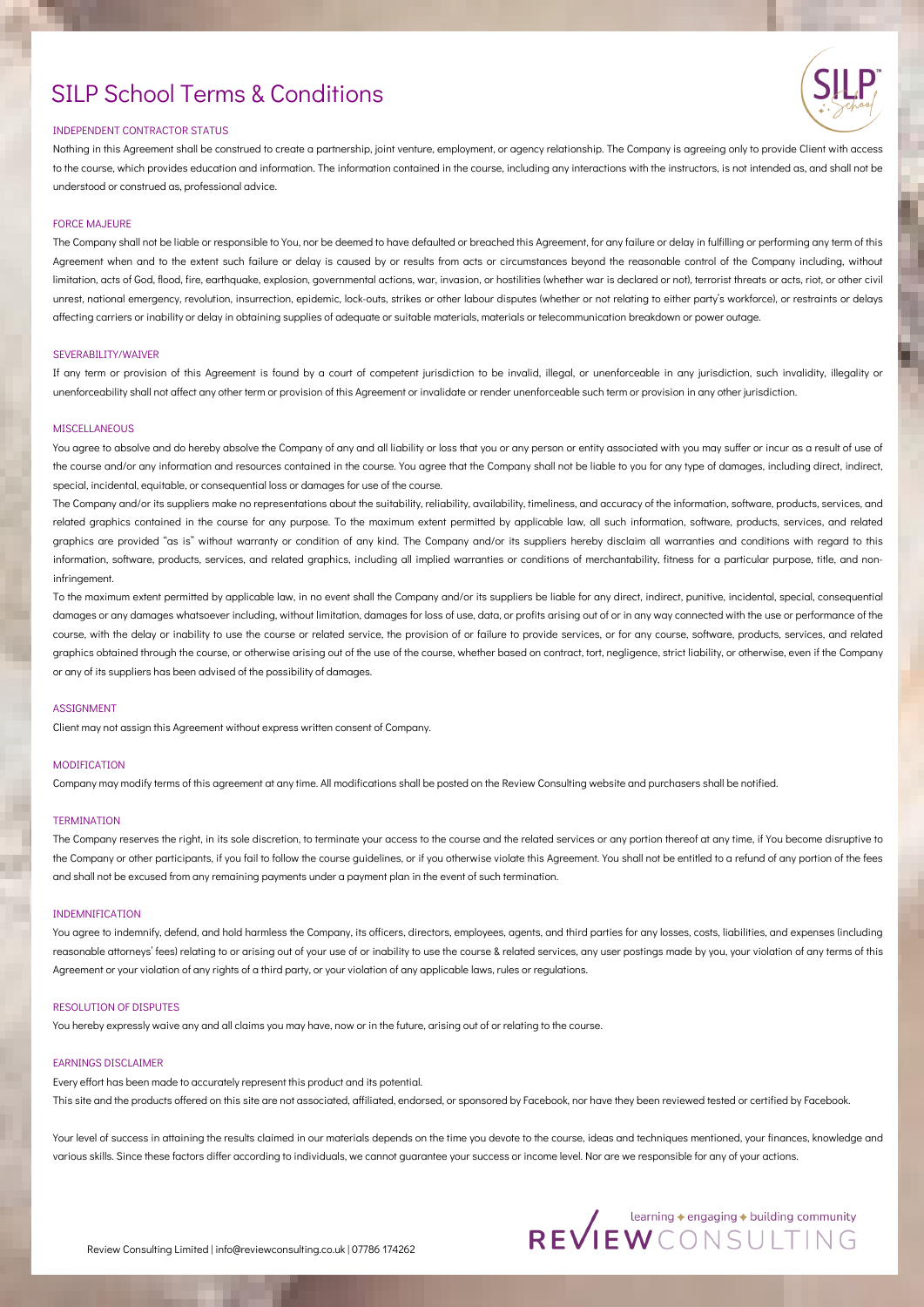# SILP School Terms & Conditions

## INDEPENDENT CONTRACTOR STATUS

Nothing in this Agreement shall be construed to create a partnership, joint venture, employment, or agency relationship. The Company is agreeing only to provide Client with access to the course, which provides education and information. The information contained in the course, including any interactions with the instructors, is not intended as, and shall not be understood or construed as, professional advice.

## FORCE MAJEURE

The Company shall not be liable or responsible to You, nor be deemed to have defaulted or breached this Agreement, for any failure or delay in fulfilling or performing any term of this Agreement when and to the extent such failure or delay is caused by or results from acts or circumstances beyond the reasonable control of the Company including, without limitation, acts of God, flood, fire, earthquake, explosion, governmental actions, war, invasion, or hostilities (whether war is declared or not), terrorist threats or acts, riot, or other civil unrest, national emergency, revolution, insurrection, epidemic, lock-outs, strikes or other labour disputes (whether or not relating to either party's workforce), or restraints or delays affecting carriers or inability or delay in obtaining supplies of adequate or suitable materials, materials or telecommunication breakdown or power outage.

## SEVERABILITY/WAIVER

If any term or provision of this Agreement is found by a court of competent jurisdiction to be invalid, illegal, or unenforceable in any jurisdiction, such invalidity, illegality or unenforceability shall not affect any other term or provision of this Agreement or invalidate or render unenforceable such term or provision in any other jurisdiction.

## MISCELLANEOUS

You agree to absolve and do hereby absolve the Company of any and all liability or loss that you or any person or entity associated with you may suffer or incur as a result of use of the course and/or any information and resources contained in the course. You agree that the Company shall not be liable to you for any type of damages, including direct, indirect, special, incidental, equitable, or consequential loss or damages for use of the course.

The Company and/or its suppliers make no representations about the suitability, reliability, availability, timeliness, and accuracy of the information, software, products, services, and related graphics contained in the course for any purpose. To the maximum extent permitted by applicable law, all such information, software, products, services, and related graphics are provided "as is" without warranty or condition of any kind. The Company and/or its suppliers hereby disclaim all warranties and conditions with regard to this information, software, products, services, and related graphics, including all implied warranties or conditions of merchantability, fitness for a particular purpose, title, and non-infringement.

To the maximum extent permitted by applicable law, in no event shall the Company and/or its suppliers be liable for any direct, indirect, punitive, incidental, special, consequential damages or any damages whatsoever including, without limitation, damages for loss of use, data, or profits arising out of or in any way connected with the use or performance of the course, with the delay or inability to use the course or related service, the provision of or failure to provide services, or for any course, software, products, services, and related graphics obtained through the course, or otherwise arising out of the use of the course, whether based on contract, tort, negligence, strict liability, or otherwise, even if the Company or any of its suppliers has been advised of the possibility of damages.

## ASSIGNMENT

Client may not assign this Agreement without express written consent of Company.

## MODIFICATION

Company may modify terms of this agreement at any time. All modifications shall be posted on the Review Consulting website and purchasers shall be notified.

## TERMINATION

The Company reserves the right, in its sole discretion, to terminate your access to the course and the related services or any portion thereof at any time, if You become disruptive to the Company or other participants, if you fail to follow the course guidelines, or if you otherwise violate this Agreement. You shall not be entitled to a refund of any portion of the fees and shall not be excused from any remaining payments under a payment plan in the event of such termination.

## INDEMNIFICATION

You agree to indemnify, defend, and hold harmless the Company, its officers, directors, employees, agents, and third parties for any losses, costs, liabilities, and expenses (including reasonable attorneys' fees) relating to or arising out of your use of or inability to use the course & related services, any user postings made by you, your violation of any terms of this Agreement or your violation of any rights of a third party, or your violation of any applicable laws, rules or regulations.

## RESOLUTION OF DISPUTES

You hereby expressly waive any and all claims you may have, now or in the future, arising out of or relating to the course.

## EARNINGS DISCLAIMER

Every effort has been made to accurately represent this product and its potential.

This site and the products offered on this site are not associated, affiliated, endorsed, or sponsored by Facebook, nor have they been reviewed tested or certified by Facebook.

Your level of success in attaining the results claimed in our materials depends on the time you devote to the course, ideas and techniques mentioned, your finances, knowledge and various skills. Since these factors differ according to individuals, we cannot guarantee your success or income level. Nor are we responsible for any of your actions.

Review Consulting Limited | info@reviewconsulting.co.uk | 07786 174262

REVIEW CONSULTING — learning ✦ engaging ✦ building community